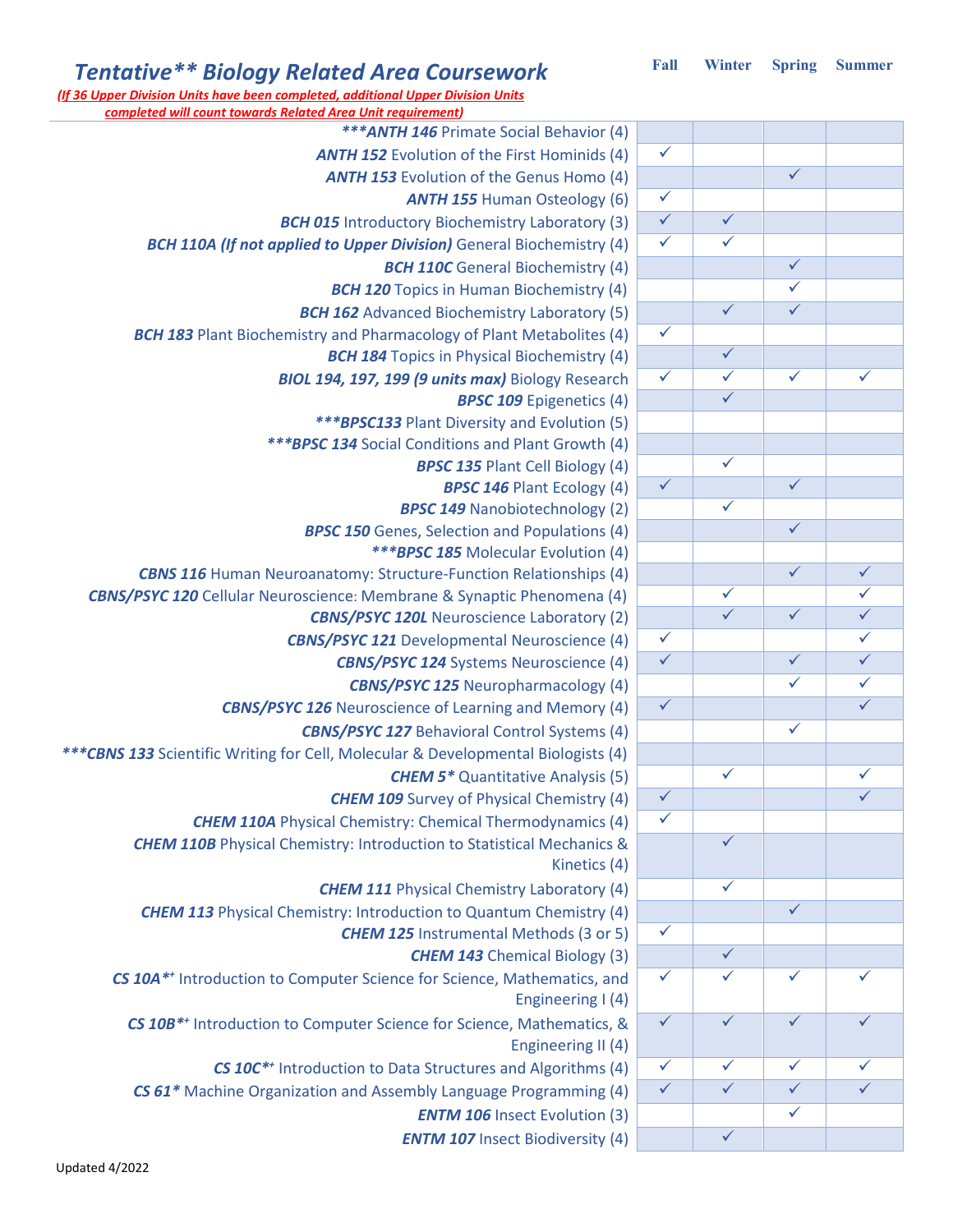# *Tentative*** Biology Related Area Coursework*

*(If 36 Upper Division Units have been completed, additional Upper Division Units completed will count towards Related Area Unit requirement)*

| Course | Fall | Winter | Spring | Summer |
|---|---|---|---|---|
| ****ANTH 146*** Primate Social Behavior (4) | | | | |
| ***ANTH 152*** Evolution of the First Hominids (4) | ✓ | | | |
| ***ANTH 153*** Evolution of the Genus Homo (4) | | | ✓ | |
| ***ANTH 155*** Human Osteology (6) | ✓ | | | |
| ***BCH 015*** Introductory Biochemistry Laboratory (3) | ✓ | ✓ | | |
| ***BCH 110A (If not applied to Upper Division)*** General Biochemistry (4) | ✓ | ✓ | | |
| ***BCH 110C*** General Biochemistry (4) | | | ✓ | |
| ***BCH 120*** Topics in Human Biochemistry (4) | | | ✓ | |
| ***BCH 162*** Advanced Biochemistry Laboratory (5) | | ✓ | ✓ | |
| ***BCH 183*** Plant Biochemistry and Pharmacology of Plant Metabolites (4) | ✓ | | | |
| ***BCH 184*** Topics in Physical Biochemistry (4) | | ✓ | | |
| ***BIOL 194, 197, 199 (9 units max)*** Biology Research | ✓ | ✓ | ✓ | ✓ |
| ***BPSC 109*** Epigenetics (4) | | ✓ | | |
| ****BPSC133*** Plant Diversity and Evolution (5) | | | | |
| ****BPSC 134*** Social Conditions and Plant Growth (4) | | | | |
| ***BPSC 135*** Plant Cell Biology (4) | | ✓ | | |
| ***BPSC 146*** Plant Ecology (4) | ✓ | | ✓ | |
| ***BPSC 149*** Nanobiotechnology (2) | | ✓ | | |
| ***BPSC 150*** Genes, Selection and Populations (4) | | | ✓ | |
| ****BPSC 185*** Molecular Evolution (4) | | | | |
| ***CBNS 116*** Human Neuroanatomy: Structure-Function Relationships (4) | | | ✓ | ✓ |
| ***CBNS/PSYC 120*** Cellular Neuroscience: Membrane & Synaptic Phenomena (4) | | ✓ | | ✓ |
| ***CBNS/PSYC 120L*** Neuroscience Laboratory (2) | | ✓ | ✓ | ✓ |
| ***CBNS/PSYC 121*** Developmental Neuroscience (4) | ✓ | | | ✓ |
| ***CBNS/PSYC 124*** Systems Neuroscience (4) | ✓ | | ✓ | ✓ |
| ***CBNS/PSYC 125*** Neuropharmacology (4) | | | ✓ | ✓ |
| ***CBNS/PSYC 126*** Neuroscience of Learning and Memory (4) | ✓ | | | ✓ |
| ***CBNS/PSYC 127*** Behavioral Control Systems (4) | | | ✓ | |
| ****CBNS 133*** Scientific Writing for Cell, Molecular & Developmental Biologists (4) | | | | |
| ***CHEM 5**** Quantitative Analysis (5) | | ✓ | | ✓ |
| ***CHEM 109*** Survey of Physical Chemistry (4) | ✓ | | | ✓ |
| ***CHEM 110A*** Physical Chemistry: Chemical Thermodynamics (4) | ✓ | | | |
| ***CHEM 110B*** Physical Chemistry: Introduction to Statistical Mechanics & Kinetics (4) | | ✓ | | |
| ***CHEM 111*** Physical Chemistry Laboratory (4) | | ✓ | | |
| ***CHEM 113*** Physical Chemistry: Introduction to Quantum Chemistry (4) | | | ✓ | |
| ***CHEM 125*** Instrumental Methods (3 or 5) | ✓ | | | |
| ***CHEM 143*** Chemical Biology (3) | | ✓ | | |
| ***CS 10A**⁺* Introduction to Computer Science for Science, Mathematics, and Engineering I (4) | ✓ | ✓ | ✓ | ✓ |
| ***CS 10B**⁺* Introduction to Computer Science for Science, Mathematics, & Engineering II (4) | ✓ | ✓ | ✓ | ✓ |
| ***CS 10C**⁺* Introduction to Data Structures and Algorithms (4) | ✓ | ✓ | ✓ | ✓ |
| ***CS 61**** Machine Organization and Assembly Language Programming (4) | ✓ | ✓ | ✓ | ✓ |
| ***ENTM 106*** Insect Evolution (3) | | | ✓ | |
| ***ENTM 107*** Insect Biodiversity (4) | | ✓ | | |

Updated 4/2022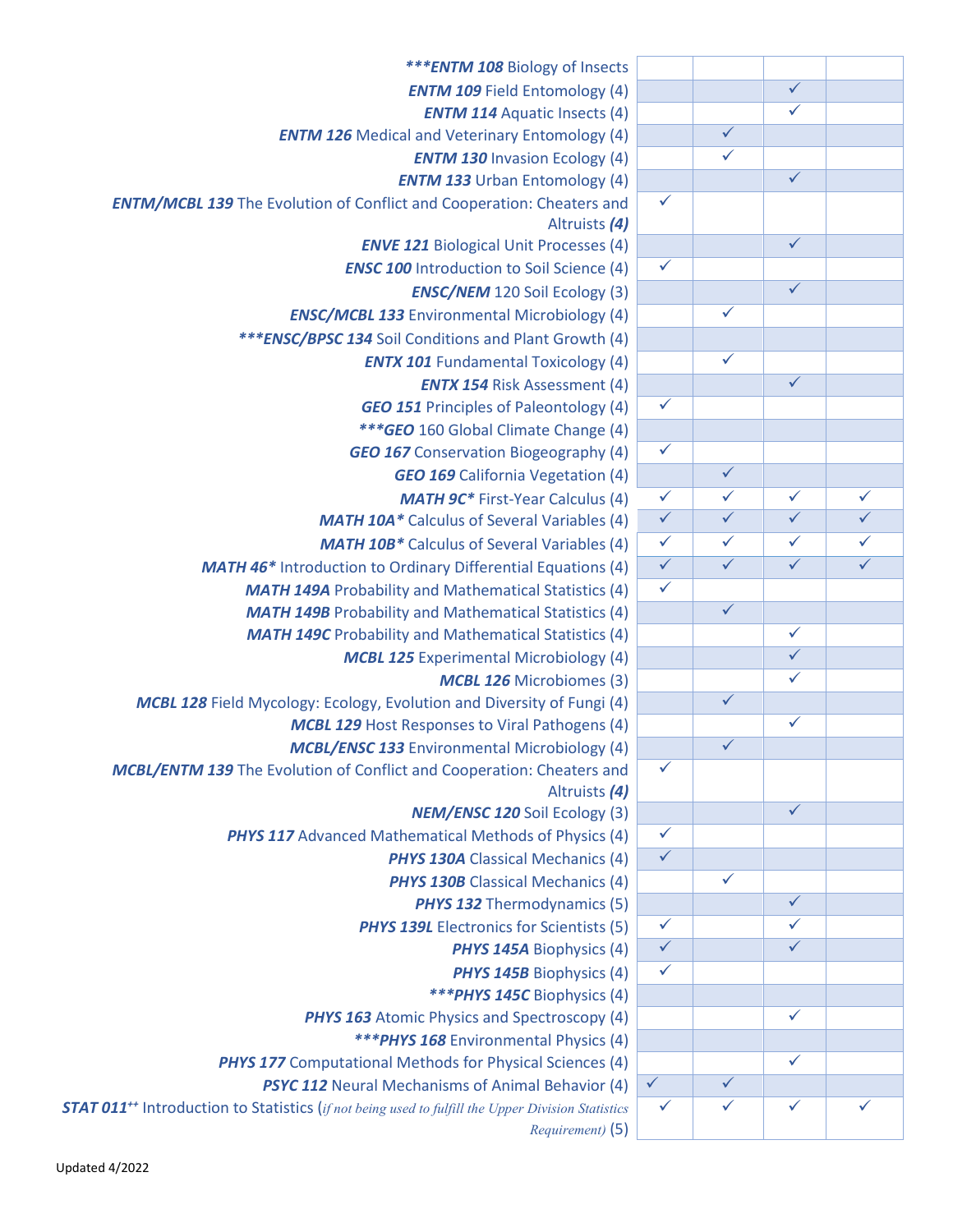| | | | | |
|---|---|---|---|---|
| ****\*ENTM 108*** Biology of Insects | | | | |
| ***ENTM 109*** Field Entomology (4) | | | ✓ | |
| ***ENTM 114*** Aquatic Insects (4) | | | ✓ | |
| ***ENTM 126*** Medical and Veterinary Entomology (4) | | ✓ | | |
| ***ENTM 130*** Invasion Ecology (4) | | ✓ | | |
| ***ENTM 133*** Urban Entomology (4) | | | ✓ | |
| ***ENTM/MCBL 139*** The Evolution of Conflict and Cooperation: Cheaters and Altruists ***(4)*** | ✓ | | | |
| ***ENVE 121*** Biological Unit Processes (4) | | | ✓ | |
| ***ENSC 100*** Introduction to Soil Science (4) | ✓ | | | |
| ***ENSC/NEM*** 120 Soil Ecology (3) | | | ✓ | |
| ***ENSC/MCBL 133*** Environmental Microbiology (4) | | ✓ | | |
| ****\*ENSC/BPSC 134*** Soil Conditions and Plant Growth (4) | | | | |
| ***ENTX 101*** Fundamental Toxicology (4) | | ✓ | | |
| ***ENTX 154*** Risk Assessment (4) | | | ✓ | |
| ***GEO 151*** Principles of Paleontology (4) | ✓ | | | |
| ****\*GEO*** 160 Global Climate Change (4) | | | | |
| ***GEO 167*** Conservation Biogeography (4) | ✓ | | | |
| ***GEO 169*** California Vegetation (4) | | ✓ | | |
| ***MATH 9C**** First-Year Calculus (4) | ✓ | ✓ | ✓ | ✓ |
| ***MATH 10A**** Calculus of Several Variables (4) | ✓ | ✓ | ✓ | ✓ |
| ***MATH 10B**** Calculus of Several Variables (4) | ✓ | ✓ | ✓ | ✓ |
| ***MATH 46**** Introduction to Ordinary Differential Equations (4) | ✓ | ✓ | ✓ | ✓ |
| ***MATH 149A*** Probability and Mathematical Statistics (4) | ✓ | | | |
| ***MATH 149B*** Probability and Mathematical Statistics (4) | | ✓ | | |
| ***MATH 149C*** Probability and Mathematical Statistics (4) | | | ✓ | |
| ***MCBL 125*** Experimental Microbiology (4) | | | ✓ | |
| ***MCBL 126*** Microbiomes (3) | | | ✓ | |
| ***MCBL 128*** Field Mycology: Ecology, Evolution and Diversity of Fungi (4) | | ✓ | | |
| ***MCBL 129*** Host Responses to Viral Pathogens (4) | | | ✓ | |
| ***MCBL/ENSC 133*** Environmental Microbiology (4) | | ✓ | | |
| ***MCBL/ENTM 139*** The Evolution of Conflict and Cooperation: Cheaters and Altruists ***(4)*** | ✓ | | | |
| ***NEM/ENSC 120*** Soil Ecology (3) | | | ✓ | |
| ***PHYS 117*** Advanced Mathematical Methods of Physics (4) | ✓ | | | |
| ***PHYS 130A*** Classical Mechanics (4) | ✓ | | | |
| ***PHYS 130B*** Classical Mechanics (4) | | ✓ | | |
| ***PHYS 132*** Thermodynamics (5) | | | ✓ | |
| ***PHYS 139L*** Electronics for Scientists (5) | ✓ | | ✓ | |
| ***PHYS 145A*** Biophysics (4) | ✓ | | ✓ | |
| ***PHYS 145B*** Biophysics (4) | ✓ | | | |
| ****\*PHYS 145C*** Biophysics (4) | | | | |
| ***PHYS 163*** Atomic Physics and Spectroscopy (4) | | | ✓ | |
| ****\*PHYS 168*** Environmental Physics (4) | | | | |
| ***PHYS 177*** Computational Methods for Physical Sciences (4) | | | ✓ | |
| ***PSYC 112*** Neural Mechanisms of Animal Behavior (4) | ✓ | ✓ | | |
| ***STAT 011***[++] Introduction to Statistics (*if not being used to fulfill the Upper Division Statistics Requirement*) (5) | ✓ | ✓ | ✓ | ✓ |

Updated 4/2022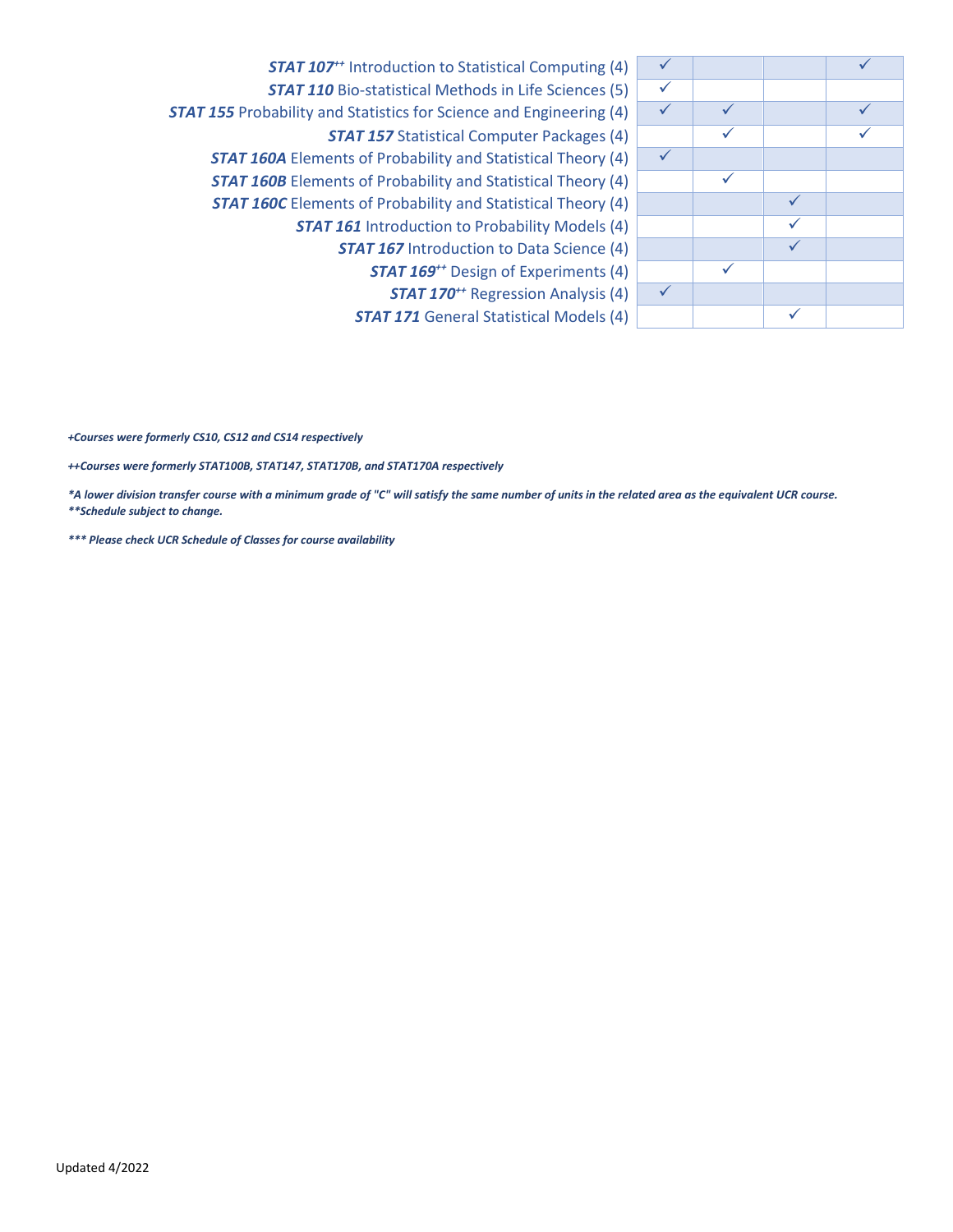| | | | | |
|---|---|---|---|---|
| ***STAT 107***++ Introduction to Statistical Computing (4) | ✓ | | | ✓ |
| ***STAT 110*** Bio-statistical Methods in Life Sciences (5) | ✓ | | | |
| ***STAT 155*** Probability and Statistics for Science and Engineering (4) | ✓ | ✓ | | ✓ |
| ***STAT 157*** Statistical Computer Packages (4) | | ✓ | | ✓ |
| ***STAT 160A*** Elements of Probability and Statistical Theory (4) | ✓ | | | |
| ***STAT 160B*** Elements of Probability and Statistical Theory (4) | | ✓ | | |
| ***STAT 160C*** Elements of Probability and Statistical Theory (4) | | | ✓ | |
| ***STAT 161*** Introduction to Probability Models (4) | | | ✓ | |
| ***STAT 167*** Introduction to Data Science (4) | | | ✓ | |
| ***STAT 169***++ Design of Experiments (4) | | ✓ | | |
| ***STAT 170***++ Regression Analysis (4) | ✓ | | | |
| ***STAT 171*** General Statistical Models (4) | | | ✓ | |

***+Courses were formerly CS10, CS12 and CS14 respectively***

***++Courses were formerly STAT100B, STAT147, STAT170B, and STAT170A respectively***

***\*A lower division transfer course with a minimum grade of "C" will satisfy the same number of units in the related area as the equivalent UCR course.***
***\*\*Schedule subject to change.***

***\*\*\* Please check UCR Schedule of Classes for course availability***

Updated 4/2022